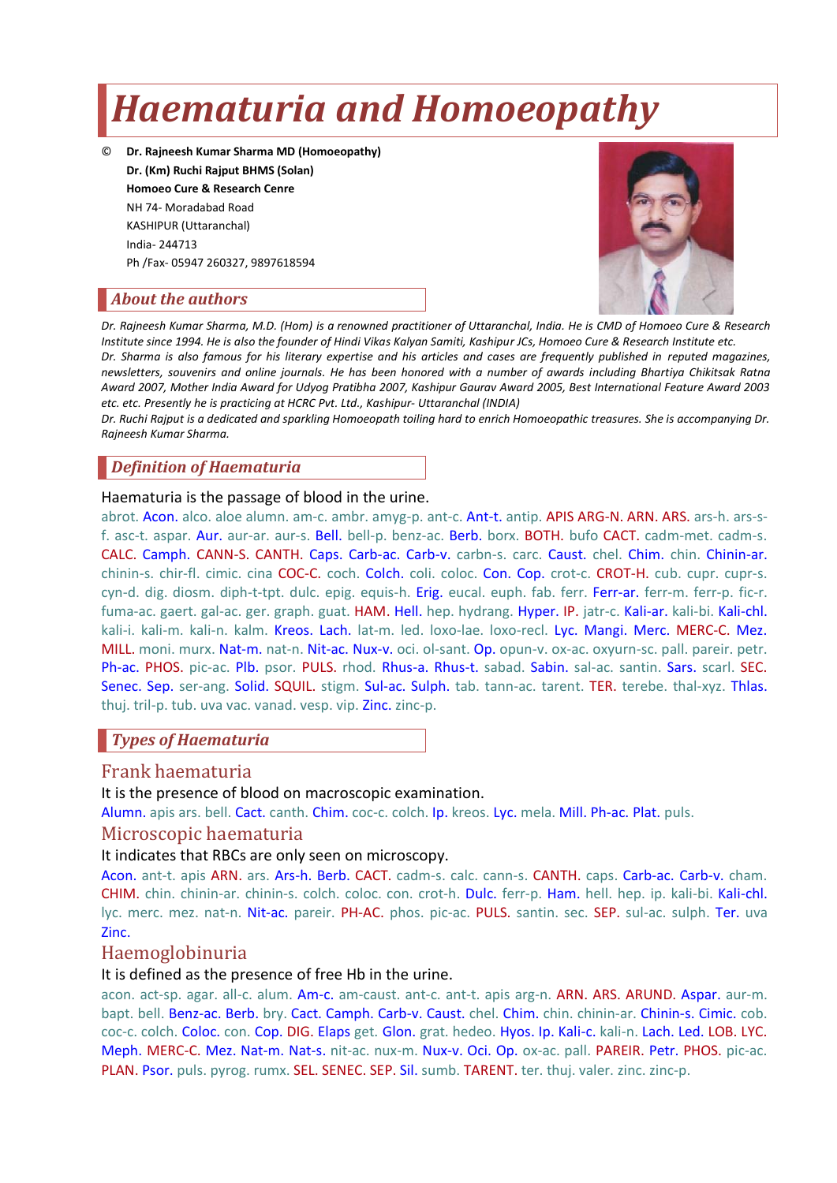# Haematuria and Homoeopathy

© **Dr. Rajneesh Kumar Sharma MD (Homoeopathy)**
**Dr. (Km) Ruchi Rajput BHMS (Solan)**
**Homoeo Cure & Research Cenre**
NH 74- Moradabad Road
KASHIPUR (Uttaranchal)
India- 244713
Ph /Fax- 05947 260327, 9897618594

## About the authors

*Dr. Rajneesh Kumar Sharma, M.D. (Hom) is a renowned practitioner of Uttaranchal, India. He is CMD of Homoeo Cure & Research Institute since 1994. He is also the founder of Hindi Vikas Kalyan Samiti, Kashipur JCs, Homoeo Cure & Research Institute etc.*
*Dr. Sharma is also famous for his literary expertise and his articles and cases are frequently published in reputed magazines, newsletters, souvenirs and online journals. He has been honored with a number of awards including Bhartiya Chikitsak Ratna Award 2007, Mother India Award for Udyog Pratibha 2007, Kashipur Gaurav Award 2005, Best International Feature Award 2003 etc. etc. Presently he is practicing at HCRC Pvt. Ltd., Kashipur- Uttaranchal (INDIA)*
*Dr. Ruchi Rajput is a dedicated and sparkling Homoeopath toiling hard to enrich Homoeopathic treasures. She is accompanying Dr. Rajneesh Kumar Sharma.*

## Definition of Haematuria

Haematuria is the passage of blood in the urine.
abrot. Acon. alco. aloe alumn. am-c. ambr. amyg-p. ant-c. Ant-t. antip. APIS ARG-N. ARN. ARS. ars-h. ars-s-f. asc-t. aspar. Aur. aur-ar. aur-s. Bell. bell-p. benz-ac. Berb. borx. BOTH. bufo CACT. cadm-met. cadm-s. CALC. Camph. CANN-S. CANTH. Caps. Carb-ac. Carb-v. carbn-s. carc. Caust. chel. Chim. chin. Chinin-ar. chinin-s. chir-fl. cimic. cina COC-C. coch. Colch. coli. coloc. Con. Cop. crot-c. CROT-H. cub. cupr. cupr-s. cyn-d. dig. diosm. diph-t-tpt. dulc. epig. equis-h. Erig. eucal. euph. fab. ferr. Ferr-ar. ferr-m. ferr-p. fic-r. fuma-ac. gaert. gal-ac. ger. graph. guat. HAM. Hell. hep. hydrang. Hyper. IP. jatr-c. Kali-ar. kali-bi. Kali-chl. kali-i. kali-m. kali-n. kalm. Kreos. Lach. lat-m. led. loxo-lae. loxo-recl. Lyc. Mangi. Merc. MERC-C. Mez. MILL. moni. murx. Nat-m. nat-n. Nit-ac. Nux-v. oci. ol-sant. Op. opun-v. ox-ac. oxyurn-sc. pall. pareir. petr. Ph-ac. PHOS. pic-ac. Plb. psor. PULS. rhod. Rhus-a. Rhus-t. sabad. Sabin. sal-ac. santin. Sars. scarl. SEC. Senec. Sep. ser-ang. Solid. SQUIL. stigm. Sul-ac. Sulph. tab. tann-ac. tarent. TER. terebe. thal-xyz. Thlas. thuj. tril-p. tub. uva vac. vanad. vesp. vip. Zinc. zinc-p.

## Types of Haematuria

### Frank haematuria

It is the presence of blood on macroscopic examination.
Alumn. apis ars. bell. Cact. canth. Chim. coc-c. colch. Ip. kreos. Lyc. mela. Mill. Ph-ac. Plat. puls.

### Microscopic haematuria

It indicates that RBCs are only seen on microscopy.
Acon. ant-t. apis ARN. ars. Ars-h. Berb. CACT. cadm-s. calc. cann-s. CANTH. caps. Carb-ac. Carb-v. cham. CHIM. chin. chinin-ar. chinin-s. colch. coloc. con. crot-h. Dulc. ferr-p. Ham. hell. hep. ip. kali-bi. Kali-chl. lyc. merc. mez. nat-n. Nit-ac. pareir. PH-AC. phos. pic-ac. PULS. santin. sec. SEP. sul-ac. sulph. Ter. uva Zinc.

### Haemoglobinuria

It is defined as the presence of free Hb in the urine.
acon. act-sp. agar. all-c. alum. Am-c. am-caust. ant-c. ant-t. apis arg-n. ARN. ARS. ARUND. Aspar. aur-m. bapt. bell. Benz-ac. Berb. bry. Cact. Camph. Carb-v. Caust. chel. Chim. chin. chinin-ar. Chinin-s. Cimic. cob. coc-c. colch. Coloc. con. Cop. DIG. Elaps get. Glon. grat. hedeo. Hyos. Ip. Kali-c. kali-n. Lach. Led. LOB. LYC. Meph. MERC-C. Mez. Nat-m. Nat-s. nit-ac. nux-m. Nux-v. Oci. Op. ox-ac. pall. PAREIR. Petr. PHOS. pic-ac. PLAN. Psor. puls. pyrog. rumx. SEL. SENEC. SEP. Sil. sumb. TARENT. ter. thuj. valer. zinc. zinc-p.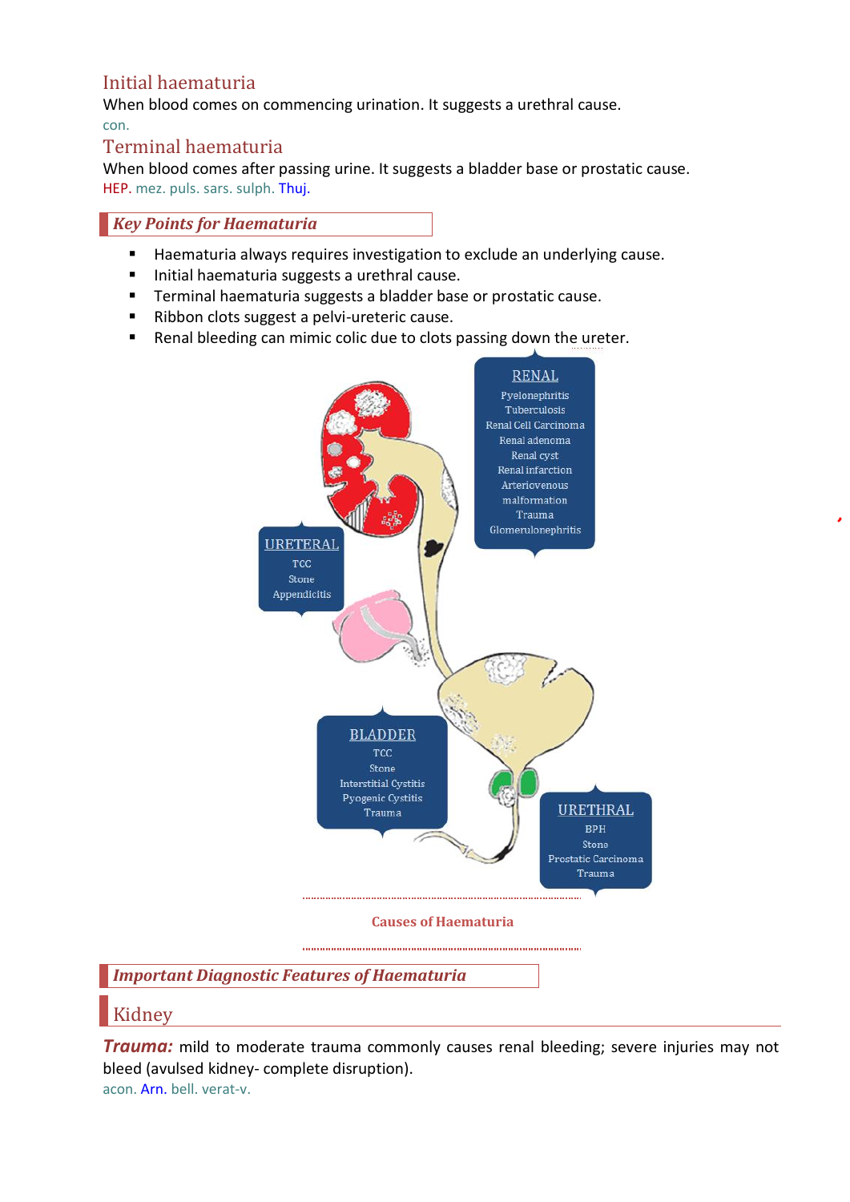## Initial haematuria

When blood comes on commencing urination. It suggests a urethral cause.

con.

## Terminal haematuria

When blood comes after passing urine. It suggests a bladder base or prostatic cause.

HEP. mez. puls. sars. sulph. Thuj.

### *Key Points for Haematuria*

- Haematuria always requires investigation to exclude an underlying cause.
- Initial haematuria suggests a urethral cause.
- Terminal haematuria suggests a bladder base or prostatic cause.
- Ribbon clots suggest a pelvi-ureteric cause.
- Renal bleeding can mimic colic due to clots passing down the ureter.

RENAL
Pyelonephritis
Tuberculosis
Renal Cell Carcinoma
Renal adenoma
Renal cyst
Renal infarction
Arteriovenous malformation
Trauma
Glomerulonephritis

URETERAL
TCC
Stone
Appendicitis

BLADDER
TCC
Stone
Interstitial Cystitis
Pyogenic Cystitis
Trauma

URETHRAL
BPH
Stone
Prostatic Carcinoma
Trauma

Causes of Haematuria

### *Important Diagnostic Features of Haematuria*

## Kidney

***Trauma:*** mild to moderate trauma commonly causes renal bleeding; severe injuries may not bleed (avulsed kidney- complete disruption).

acon. Arn. bell. verat-v.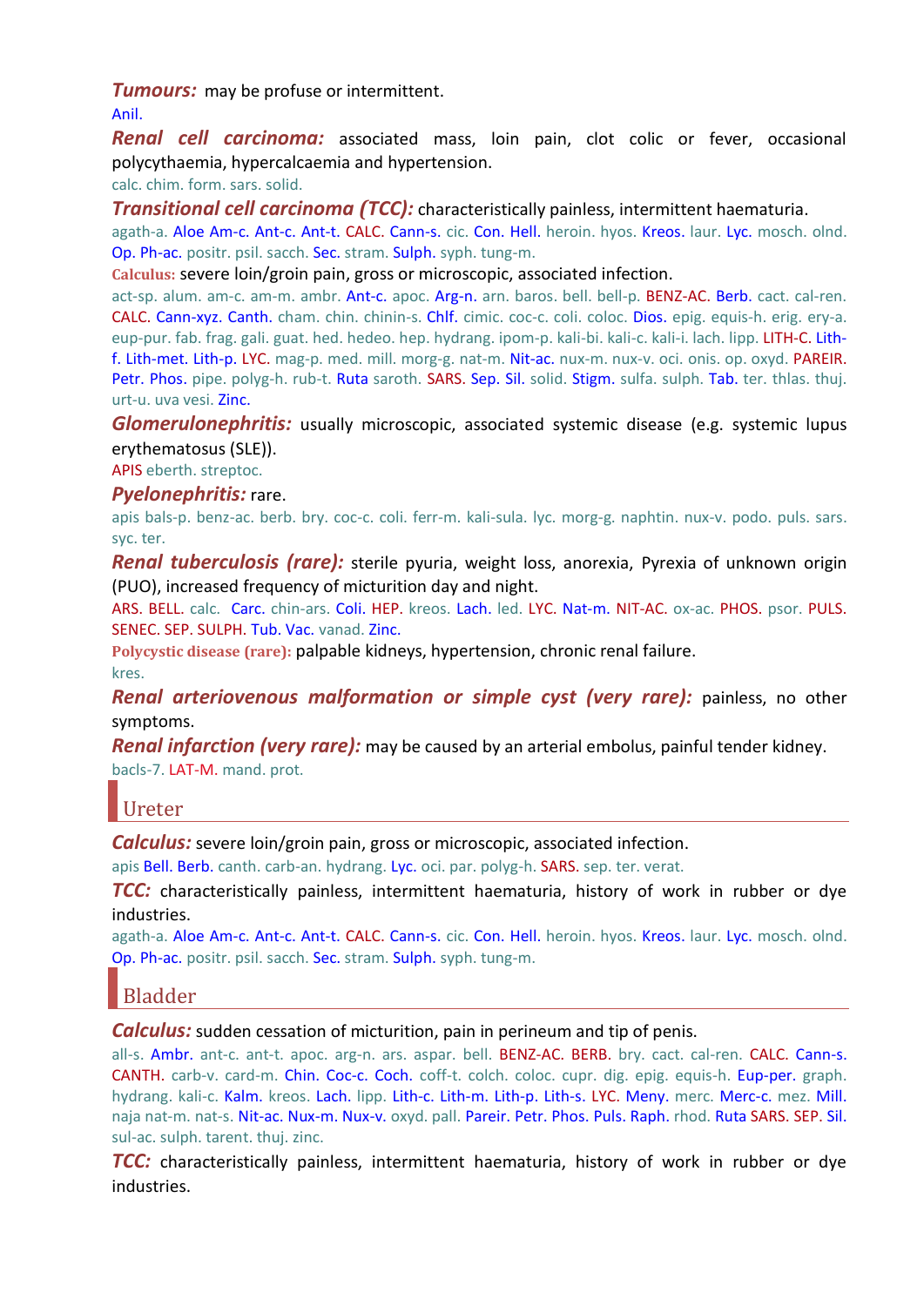***Tumours:*** may be profuse or intermittent.

Anil.

***Renal cell carcinoma:*** associated mass, loin pain, clot colic or fever, occasional polycythaemia, hypercalcaemia and hypertension.

calc. chim. form. sars. solid.

***Transitional cell carcinoma (TCC):*** characteristically painless, intermittent haematuria.

agath-a. Aloe Am-c. Ant-c. Ant-t. CALC. Cann-s. cic. Con. Hell. heroin. hyos. Kreos. laur. Lyc. mosch. olnd. Op. Ph-ac. positr. psil. sacch. Sec. stram. Sulph. syph. tung-m.

**Calculus:** severe loin/groin pain, gross or microscopic, associated infection.

act-sp. alum. am-c. am-m. ambr. Ant-c. apoc. Arg-n. arn. baros. bell. bell-p. BENZ-AC. Berb. cact. cal-ren. CALC. Cann-xyz. Canth. cham. chin. chinin-s. Chlf. cimic. coc-c. coli. coloc. Dios. epig. equis-h. erig. ery-a. eup-pur. fab. frag. gali. guat. hed. hedeo. hep. hydrang. ipom-p. kali-bi. kali-c. kali-i. lach. lipp. LITH-C. Lith-f. Lith-met. Lith-p. LYC. mag-p. med. mill. morg-g. nat-m. Nit-ac. nux-m. nux-v. oci. onis. op. oxyd. PAREIR. Petr. Phos. pipe. polyg-h. rub-t. Ruta saroth. SARS. Sep. Sil. solid. Stigm. sulfa. sulph. Tab. ter. thlas. thuj. urt-u. uva vesi. Zinc.

***Glomerulonephritis:*** usually microscopic, associated systemic disease (e.g. systemic lupus erythematosus (SLE)).

APIS eberth. streptoc.

***Pyelonephritis:*** rare.

apis bals-p. benz-ac. berb. bry. coc-c. coli. ferr-m. kali-sula. lyc. morg-g. naphtin. nux-v. podo. puls. sars. syc. ter.

***Renal tuberculosis (rare):*** sterile pyuria, weight loss, anorexia, Pyrexia of unknown origin (PUO), increased frequency of micturition day and night.

ARS. BELL. calc. Carc. chin-ars. Coli. HEP. kreos. Lach. led. LYC. Nat-m. NIT-AC. ox-ac. PHOS. psor. PULS. SENEC. SEP. SULPH. Tub. Vac. vanad. Zinc.

**Polycystic disease (rare):** palpable kidneys, hypertension, chronic renal failure.

kres.

***Renal arteriovenous malformation or simple cyst (very rare):*** painless, no other symptoms.

***Renal infarction (very rare):*** may be caused by an arterial embolus, painful tender kidney.

bacls-7. LAT-M. mand. prot.

## Ureter

***Calculus:*** severe loin/groin pain, gross or microscopic, associated infection.

apis Bell. Berb. canth. carb-an. hydrang. Lyc. oci. par. polyg-h. SARS. sep. ter. verat.

***TCC:*** characteristically painless, intermittent haematuria, history of work in rubber or dye industries.

agath-a. Aloe Am-c. Ant-c. Ant-t. CALC. Cann-s. cic. Con. Hell. heroin. hyos. Kreos. laur. Lyc. mosch. olnd. Op. Ph-ac. positr. psil. sacch. Sec. stram. Sulph. syph. tung-m.

## Bladder

***Calculus:*** sudden cessation of micturition, pain in perineum and tip of penis.

all-s. Ambr. ant-c. ant-t. apoc. arg-n. ars. aspar. bell. BENZ-AC. BERB. bry. cact. cal-ren. CALC. Cann-s. CANTH. carb-v. card-m. Chin. Coc-c. Coch. coff-t. colch. coloc. cupr. dig. epig. equis-h. Eup-per. graph. hydrang. kali-c. Kalm. kreos. Lach. lipp. Lith-c. Lith-m. Lith-p. Lith-s. LYC. Meny. merc. Merc-c. mez. Mill. naja nat-m. nat-s. Nit-ac. Nux-m. Nux-v. oxyd. pall. Pareir. Petr. Phos. Puls. Raph. rhod. Ruta SARS. SEP. Sil. sul-ac. sulph. tarent. thuj. zinc.

***TCC:*** characteristically painless, intermittent haematuria, history of work in rubber or dye industries.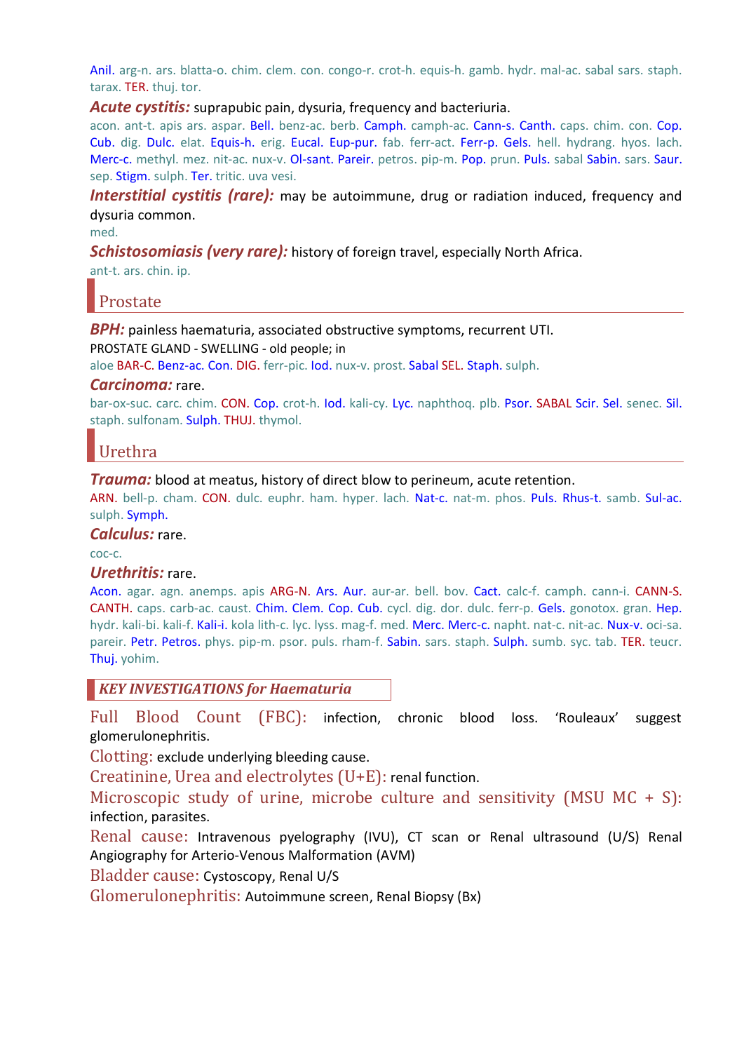Anil. arg-n. ars. blatta-o. chim. clem. con. congo-r. crot-h. equis-h. gamb. hydr. mal-ac. sabal sars. staph. tarax. TER. thuj. tor.

***Acute cystitis:*** suprapubic pain, dysuria, frequency and bacteriuria.

acon. ant-t. apis ars. aspar. Bell. benz-ac. berb. Camph. camph-ac. Cann-s. Canth. caps. chim. con. Cop. Cub. dig. Dulc. elat. Equis-h. erig. Eucal. Eup-pur. fab. ferr-act. Ferr-p. Gels. hell. hydrang. hyos. lach. Merc-c. methyl. mez. nit-ac. nux-v. Ol-sant. Pareir. petros. pip-m. Pop. prun. Puls. sabal Sabin. sars. Saur. sep. Stigm. sulph. Ter. tritic. uva vesi.

***Interstitial cystitis (rare):*** may be autoimmune, drug or radiation induced, frequency and dysuria common.

med.

***Schistosomiasis (very rare):*** history of foreign travel, especially North Africa.

ant-t. ars. chin. ip.

## Prostate

***BPH:*** painless haematuria, associated obstructive symptoms, recurrent UTI.

PROSTATE GLAND - SWELLING - old people; in

aloe BAR-C. Benz-ac. Con. DIG. ferr-pic. Iod. nux-v. prost. Sabal SEL. Staph. sulph.

***Carcinoma:*** rare.

bar-ox-suc. carc. chim. CON. Cop. crot-h. Iod. kali-cy. Lyc. naphthoq. plb. Psor. SABAL Scir. Sel. senec. Sil. staph. sulfonam. Sulph. THUJ. thymol.

## Urethra

***Trauma:*** blood at meatus, history of direct blow to perineum, acute retention.

ARN. bell-p. cham. CON. dulc. euphr. ham. hyper. lach. Nat-c. nat-m. phos. Puls. Rhus-t. samb. Sul-ac. sulph. Symph.

***Calculus:*** rare.

coc-c.

***Urethritis:*** rare.

Acon. agar. agn. anemps. apis ARG-N. Ars. Aur. aur-ar. bell. bov. Cact. calc-f. camph. cann-i. CANN-S. CANTH. caps. carb-ac. caust. Chim. Clem. Cop. Cub. cycl. dig. dor. dulc. ferr-p. Gels. gonotox. gran. Hep. hydr. kali-bi. kali-f. Kali-i. kola lith-c. lyc. lyss. mag-f. med. Merc. Merc-c. napht. nat-c. nit-ac. Nux-v. oci-sa. pareir. Petr. Petros. phys. pip-m. psor. puls. rham-f. Sabin. sars. staph. Sulph. sumb. syc. tab. TER. teucr. Thuj. yohim.

### *KEY INVESTIGATIONS for Haematuria*

Full Blood Count (FBC): infection, chronic blood loss. 'Rouleaux' suggest glomerulonephritis.

Clotting: exclude underlying bleeding cause.

Creatinine, Urea and electrolytes (U+E): renal function.

Microscopic study of urine, microbe culture and sensitivity (MSU MC + S): infection, parasites.

Renal cause: Intravenous pyelography (IVU), CT scan or Renal ultrasound (U/S) Renal Angiography for Arterio-Venous Malformation (AVM)

Bladder cause: Cystoscopy, Renal U/S

Glomerulonephritis: Autoimmune screen, Renal Biopsy (Bx)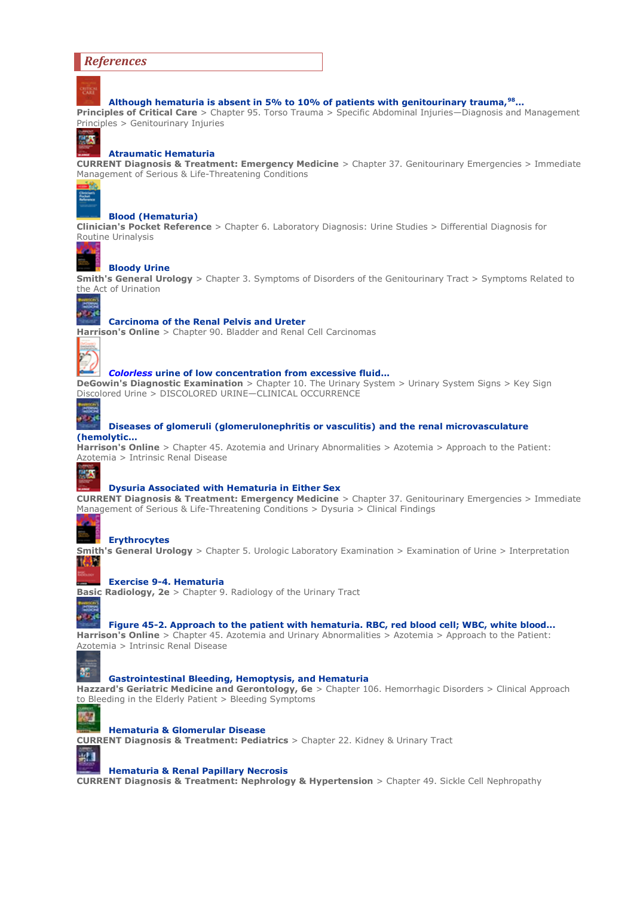## *References*

**Although hematuria is absent in 5% to 10% of patients with genitourinary trauma,[98]...**
**Principles of Critical Care** > Chapter 95. Torso Trauma > Specific Abdominal Injuries—Diagnosis and Management Principles > Genitourinary Injuries

**Atraumatic Hematuria**
**CURRENT Diagnosis & Treatment: Emergency Medicine** > Chapter 37. Genitourinary Emergencies > Immediate Management of Serious & Life-Threatening Conditions

**Blood (Hematuria)**
**Clinician's Pocket Reference** > Chapter 6. Laboratory Diagnosis: Urine Studies > Differential Diagnosis for Routine Urinalysis

**Bloody Urine**
**Smith's General Urology** > Chapter 3. Symptoms of Disorders of the Genitourinary Tract > Symptoms Related to the Act of Urination

**Carcinoma of the Renal Pelvis and Ureter**
**Harrison's Online** > Chapter 90. Bladder and Renal Cell Carcinomas

***Colorless* urine of low concentration from excessive fluid...**
**DeGowin's Diagnostic Examination** > Chapter 10. The Urinary System > Urinary System Signs > Key Sign Discolored Urine > DISCOLORED URINE—CLINICAL OCCURRENCE

**Diseases of glomeruli (glomerulonephritis or vasculitis) and the renal microvasculature (hemolytic...**
**Harrison's Online** > Chapter 45. Azotemia and Urinary Abnormalities > Azotemia > Approach to the Patient: Azotemia > Intrinsic Renal Disease

**Dysuria Associated with Hematuria in Either Sex**
**CURRENT Diagnosis & Treatment: Emergency Medicine** > Chapter 37. Genitourinary Emergencies > Immediate Management of Serious & Life-Threatening Conditions > Dysuria > Clinical Findings

**Erythrocytes**
**Smith's General Urology** > Chapter 5. Urologic Laboratory Examination > Examination of Urine > Interpretation

**Exercise 9-4. Hematuria**
**Basic Radiology, 2e** > Chapter 9. Radiology of the Urinary Tract

**Figure 45-2. Approach to the patient with hematuria. RBC, red blood cell; WBC, white blood...**
**Harrison's Online** > Chapter 45. Azotemia and Urinary Abnormalities > Azotemia > Approach to the Patient: Azotemia > Intrinsic Renal Disease

**Gastrointestinal Bleeding, Hemoptysis, and Hematuria**
**Hazzard's Geriatric Medicine and Gerontology, 6e** > Chapter 106. Hemorrhagic Disorders > Clinical Approach to Bleeding in the Elderly Patient > Bleeding Symptoms

**Hematuria & Glomerular Disease**
**CURRENT Diagnosis & Treatment: Pediatrics** > Chapter 22. Kidney & Urinary Tract

**Hematuria & Renal Papillary Necrosis**
**CURRENT Diagnosis & Treatment: Nephrology & Hypertension** > Chapter 49. Sickle Cell Nephropathy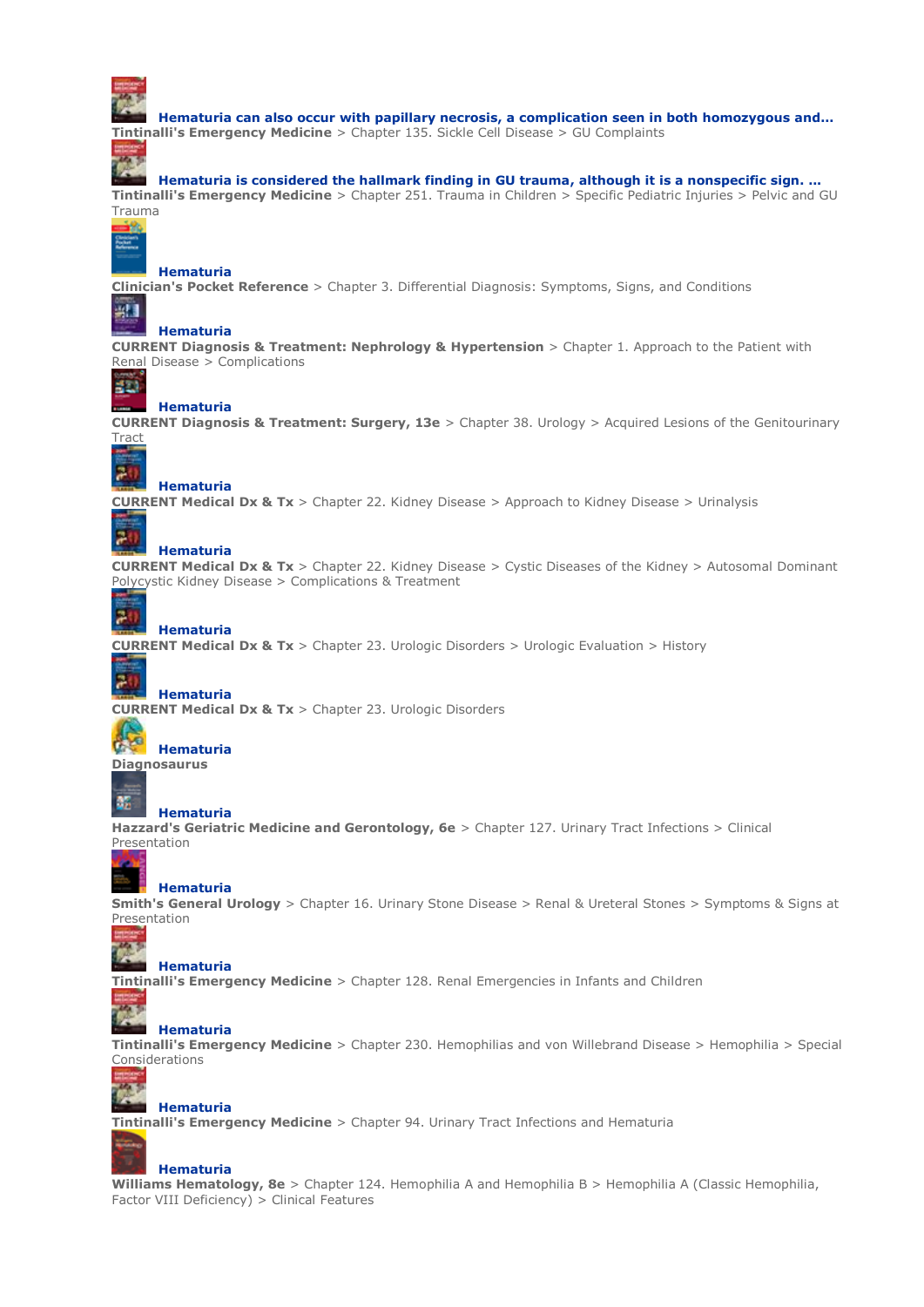**Hematuria can also occur with papillary necrosis, a complication seen in both homozygous and...**
**Tintinalli's Emergency Medicine** > Chapter 135. Sickle Cell Disease > GU Complaints

**Hematuria is considered the hallmark finding in GU trauma, although it is a nonspecific sign. ...**
**Tintinalli's Emergency Medicine** > Chapter 251. Trauma in Children > Specific Pediatric Injuries > Pelvic and GU Trauma

**Hematuria**
**Clinician's Pocket Reference** > Chapter 3. Differential Diagnosis: Symptoms, Signs, and Conditions

**Hematuria**
**CURRENT Diagnosis & Treatment: Nephrology & Hypertension** > Chapter 1. Approach to the Patient with Renal Disease > Complications

**Hematuria**
**CURRENT Diagnosis & Treatment: Surgery, 13e** > Chapter 38. Urology > Acquired Lesions of the Genitourinary Tract

**Hematuria**
**CURRENT Medical Dx & Tx** > Chapter 22. Kidney Disease > Approach to Kidney Disease > Urinalysis

**Hematuria**
**CURRENT Medical Dx & Tx** > Chapter 22. Kidney Disease > Cystic Diseases of the Kidney > Autosomal Dominant Polycystic Kidney Disease > Complications & Treatment

**Hematuria**
**CURRENT Medical Dx & Tx** > Chapter 23. Urologic Disorders > Urologic Evaluation > History

**Hematuria**
**CURRENT Medical Dx & Tx** > Chapter 23. Urologic Disorders

**Hematuria**
**Diagnosaurus**

**Hematuria**
**Hazzard's Geriatric Medicine and Gerontology, 6e** > Chapter 127. Urinary Tract Infections > Clinical Presentation

**Hematuria**
**Smith's General Urology** > Chapter 16. Urinary Stone Disease > Renal & Ureteral Stones > Symptoms & Signs at Presentation

**Hematuria**
**Tintinalli's Emergency Medicine** > Chapter 128. Renal Emergencies in Infants and Children

**Hematuria**
**Tintinalli's Emergency Medicine** > Chapter 230. Hemophilias and von Willebrand Disease > Hemophilia > Special Considerations

**Hematuria**
**Tintinalli's Emergency Medicine** > Chapter 94. Urinary Tract Infections and Hematuria

**Hematuria**
**Williams Hematology, 8e** > Chapter 124. Hemophilia A and Hemophilia B > Hemophilia A (Classic Hemophilia, Factor VIII Deficiency) > Clinical Features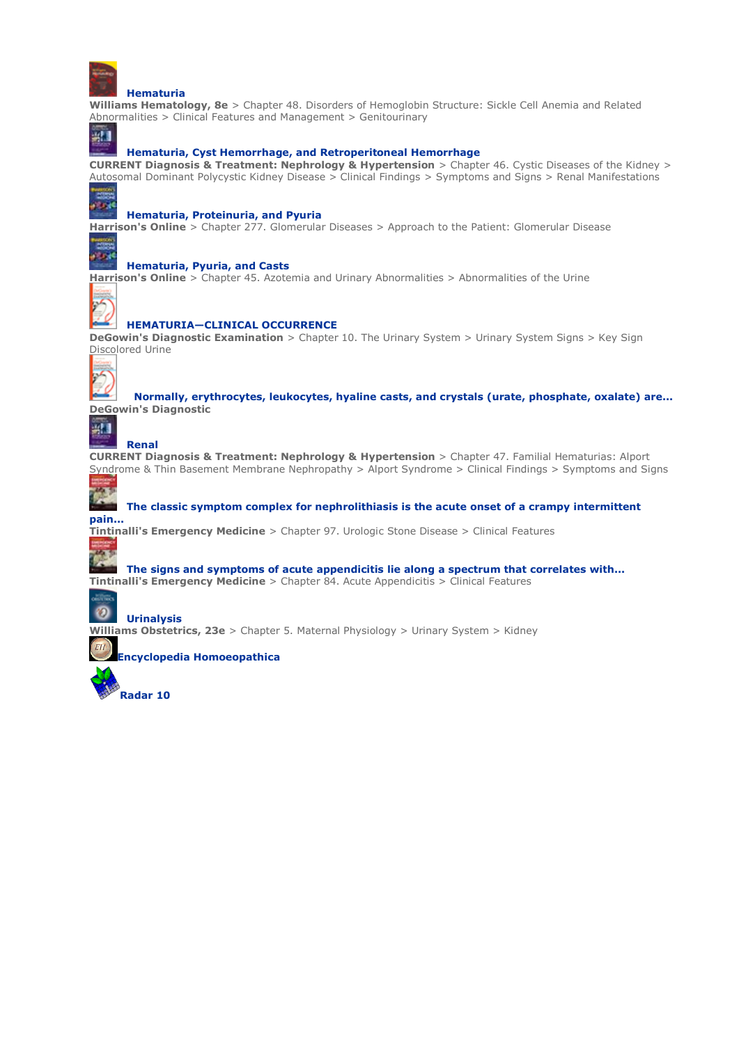**Hematuria**
**Williams Hematology, 8e** > Chapter 48. Disorders of Hemoglobin Structure: Sickle Cell Anemia and Related Abnormalities > Clinical Features and Management > Genitourinary

**Hematuria, Cyst Hemorrhage, and Retroperitoneal Hemorrhage**
**CURRENT Diagnosis & Treatment: Nephrology & Hypertension** > Chapter 46. Cystic Diseases of the Kidney > Autosomal Dominant Polycystic Kidney Disease > Clinical Findings > Symptoms and Signs > Renal Manifestations

**Hematuria, Proteinuria, and Pyuria**
**Harrison's Online** > Chapter 277. Glomerular Diseases > Approach to the Patient: Glomerular Disease

**Hematuria, Pyuria, and Casts**
**Harrison's Online** > Chapter 45. Azotemia and Urinary Abnormalities > Abnormalities of the Urine

**HEMATURIA—CLINICAL OCCURRENCE**
**DeGowin's Diagnostic Examination** > Chapter 10. The Urinary System > Urinary System Signs > Key Sign Discolored Urine

**Normally, erythrocytes, leukocytes, hyaline casts, and crystals (urate, phosphate, oxalate) are...**
**DeGowin's Diagnostic**

**Renal**
**CURRENT Diagnosis & Treatment: Nephrology & Hypertension** > Chapter 47. Familial Hematurias: Alport Syndrome & Thin Basement Membrane Nephropathy > Alport Syndrome > Clinical Findings > Symptoms and Signs

**The classic symptom complex for nephrolithiasis is the acute onset of a crampy intermittent pain...**
**Tintinalli's Emergency Medicine** > Chapter 97. Urologic Stone Disease > Clinical Features

**The signs and symptoms of acute appendicitis lie along a spectrum that correlates with...**
**Tintinalli's Emergency Medicine** > Chapter 84. Acute Appendicitis > Clinical Features

**Urinalysis**
**Williams Obstetrics, 23e** > Chapter 5. Maternal Physiology > Urinary System > Kidney

**Encyclopedia Homoeopathica**

**Radar 10**